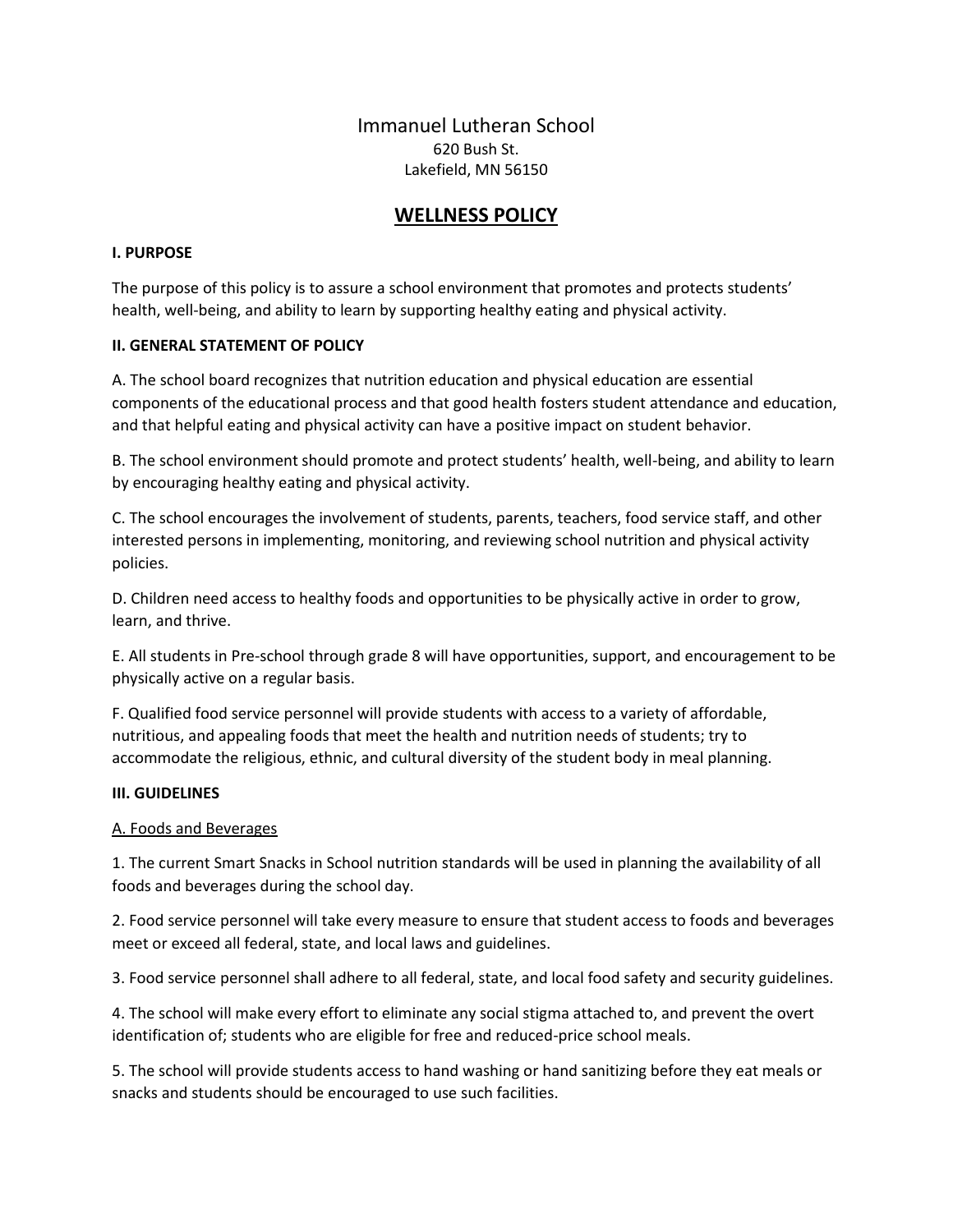Immanuel Lutheran School
620 Bush St.
Lakefield, MN 56150

# WELLNESS POLICY

## I. PURPOSE

The purpose of this policy is to assure a school environment that promotes and protects students' health, well-being, and ability to learn by supporting healthy eating and physical activity.

## II. GENERAL STATEMENT OF POLICY

A. The school board recognizes that nutrition education and physical education are essential components of the educational process and that good health fosters student attendance and education, and that helpful eating and physical activity can have a positive impact on student behavior.

B. The school environment should promote and protect students' health, well-being, and ability to learn by encouraging healthy eating and physical activity.

C. The school encourages the involvement of students, parents, teachers, food service staff, and other interested persons in implementing, monitoring, and reviewing school nutrition and physical activity policies.

D. Children need access to healthy foods and opportunities to be physically active in order to grow, learn, and thrive.

E. All students in Pre-school through grade 8 will have opportunities, support, and encouragement to be physically active on a regular basis.

F. Qualified food service personnel will provide students with access to a variety of affordable, nutritious, and appealing foods that meet the health and nutrition needs of students; try to accommodate the religious, ethnic, and cultural diversity of the student body in meal planning.

## III. GUIDELINES

### A. Foods and Beverages

1. The current Smart Snacks in School nutrition standards will be used in planning the availability of all foods and beverages during the school day.

2. Food service personnel will take every measure to ensure that student access to foods and beverages meet or exceed all federal, state, and local laws and guidelines.

3. Food service personnel shall adhere to all federal, state, and local food safety and security guidelines.

4. The school will make every effort to eliminate any social stigma attached to, and prevent the overt identification of; students who are eligible for free and reduced-price school meals.

5. The school will provide students access to hand washing or hand sanitizing before they eat meals or snacks and students should be encouraged to use such facilities.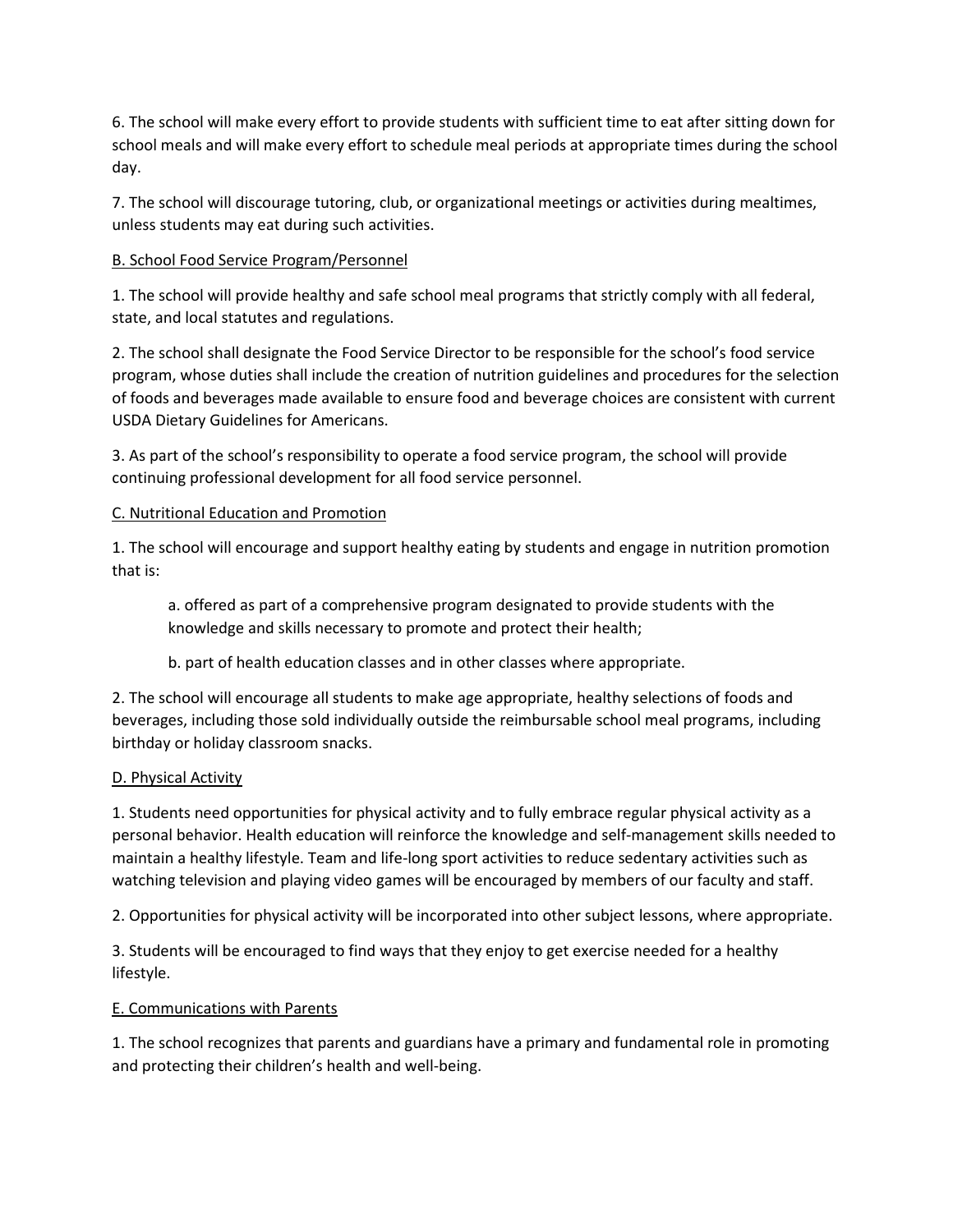6. The school will make every effort to provide students with sufficient time to eat after sitting down for school meals and will make every effort to schedule meal periods at appropriate times during the school day.

7. The school will discourage tutoring, club, or organizational meetings or activities during mealtimes, unless students may eat during such activities.

<u>B. School Food Service Program/Personnel</u>

1. The school will provide healthy and safe school meal programs that strictly comply with all federal, state, and local statutes and regulations.

2. The school shall designate the Food Service Director to be responsible for the school's food service program, whose duties shall include the creation of nutrition guidelines and procedures for the selection of foods and beverages made available to ensure food and beverage choices are consistent with current USDA Dietary Guidelines for Americans.

3. As part of the school's responsibility to operate a food service program, the school will provide continuing professional development for all food service personnel.

<u>C. Nutritional Education and Promotion</u>

1. The school will encourage and support healthy eating by students and engage in nutrition promotion that is:

   a. offered as part of a comprehensive program designated to provide students with the knowledge and skills necessary to promote and protect their health;

   b. part of health education classes and in other classes where appropriate.

2. The school will encourage all students to make age appropriate, healthy selections of foods and beverages, including those sold individually outside the reimbursable school meal programs, including birthday or holiday classroom snacks.

<u>D. Physical Activity</u>

1. Students need opportunities for physical activity and to fully embrace regular physical activity as a personal behavior. Health education will reinforce the knowledge and self-management skills needed to maintain a healthy lifestyle. Team and life-long sport activities to reduce sedentary activities such as watching television and playing video games will be encouraged by members of our faculty and staff.

2. Opportunities for physical activity will be incorporated into other subject lessons, where appropriate.

3. Students will be encouraged to find ways that they enjoy to get exercise needed for a healthy lifestyle.

<u>E. Communications with Parents</u>

1. The school recognizes that parents and guardians have a primary and fundamental role in promoting and protecting their children's health and well-being.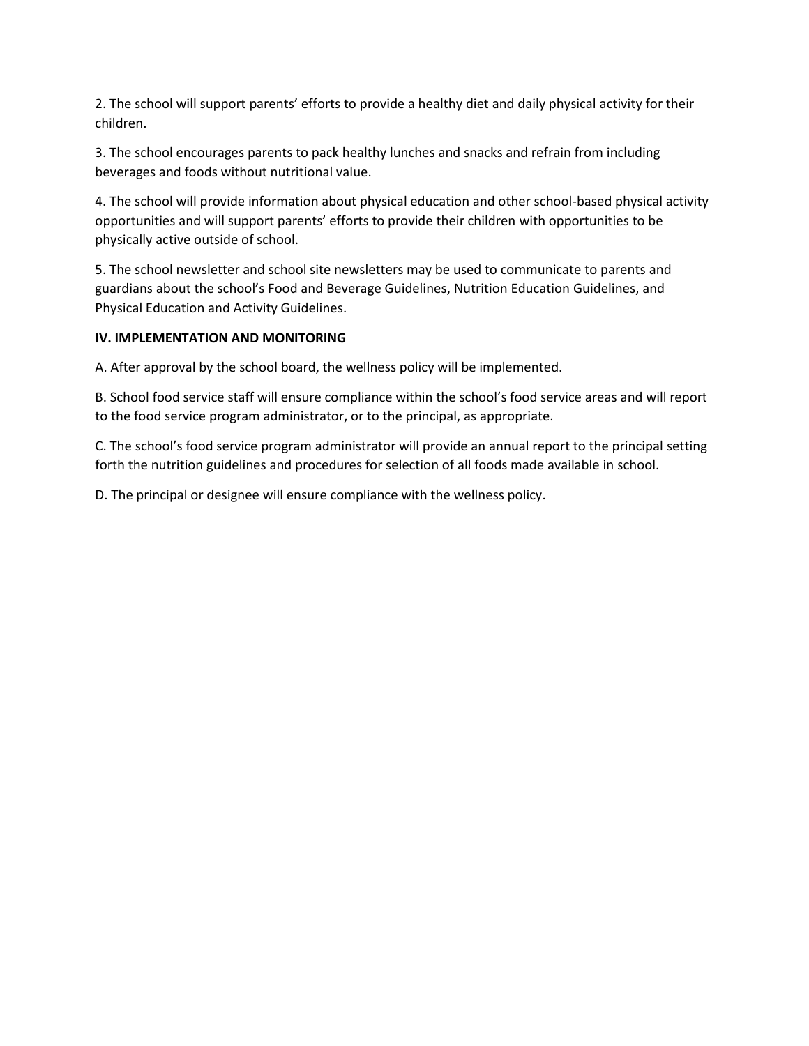2. The school will support parents' efforts to provide a healthy diet and daily physical activity for their children.

3. The school encourages parents to pack healthy lunches and snacks and refrain from including beverages and foods without nutritional value.

4. The school will provide information about physical education and other school-based physical activity opportunities and will support parents' efforts to provide their children with opportunities to be physically active outside of school.

5. The school newsletter and school site newsletters may be used to communicate to parents and guardians about the school's Food and Beverage Guidelines, Nutrition Education Guidelines, and Physical Education and Activity Guidelines.

**IV. IMPLEMENTATION AND MONITORING**

A. After approval by the school board, the wellness policy will be implemented.

B. School food service staff will ensure compliance within the school's food service areas and will report to the food service program administrator, or to the principal, as appropriate.

C. The school's food service program administrator will provide an annual report to the principal setting forth the nutrition guidelines and procedures for selection of all foods made available in school.

D. The principal or designee will ensure compliance with the wellness policy.